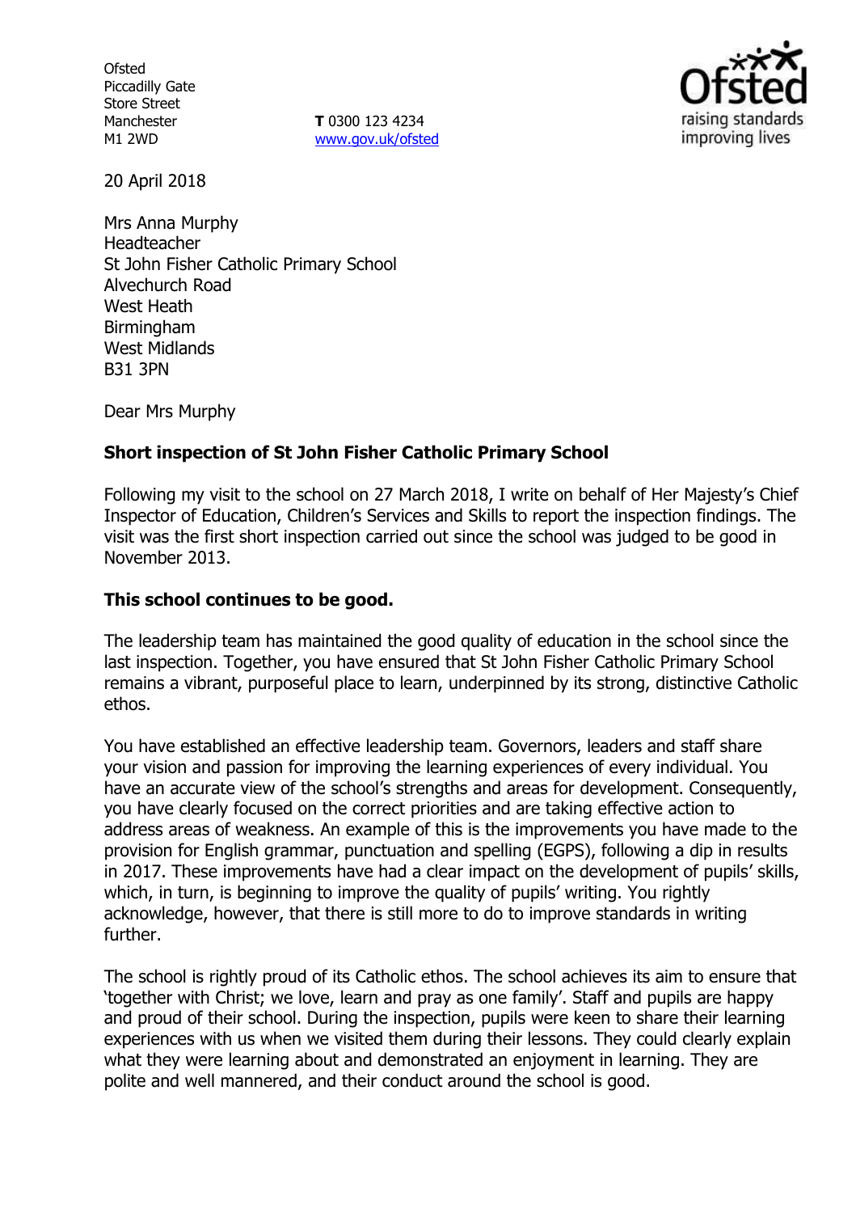Ofsted
Piccadilly Gate
Store Street
Manchester
M1 2WD

**T** 0300 123 4234
www.gov.uk/ofsted

20 April 2018

Mrs Anna Murphy
Headteacher
St John Fisher Catholic Primary School
Alvechurch Road
West Heath
Birmingham
West Midlands
B31 3PN

Dear Mrs Murphy

**Short inspection of St John Fisher Catholic Primary School**

Following my visit to the school on 27 March 2018, I write on behalf of Her Majesty's Chief Inspector of Education, Children's Services and Skills to report the inspection findings. The visit was the first short inspection carried out since the school was judged to be good in November 2013.

**This school continues to be good.**

The leadership team has maintained the good quality of education in the school since the last inspection. Together, you have ensured that St John Fisher Catholic Primary School remains a vibrant, purposeful place to learn, underpinned by its strong, distinctive Catholic ethos.

You have established an effective leadership team. Governors, leaders and staff share your vision and passion for improving the learning experiences of every individual. You have an accurate view of the school's strengths and areas for development. Consequently, you have clearly focused on the correct priorities and are taking effective action to address areas of weakness. An example of this is the improvements you have made to the provision for English grammar, punctuation and spelling (EGPS), following a dip in results in 2017. These improvements have had a clear impact on the development of pupils' skills, which, in turn, is beginning to improve the quality of pupils' writing. You rightly acknowledge, however, that there is still more to do to improve standards in writing further.

The school is rightly proud of its Catholic ethos. The school achieves its aim to ensure that 'together with Christ; we love, learn and pray as one family'. Staff and pupils are happy and proud of their school. During the inspection, pupils were keen to share their learning experiences with us when we visited them during their lessons. They could clearly explain what they were learning about and demonstrated an enjoyment in learning. They are polite and well mannered, and their conduct around the school is good.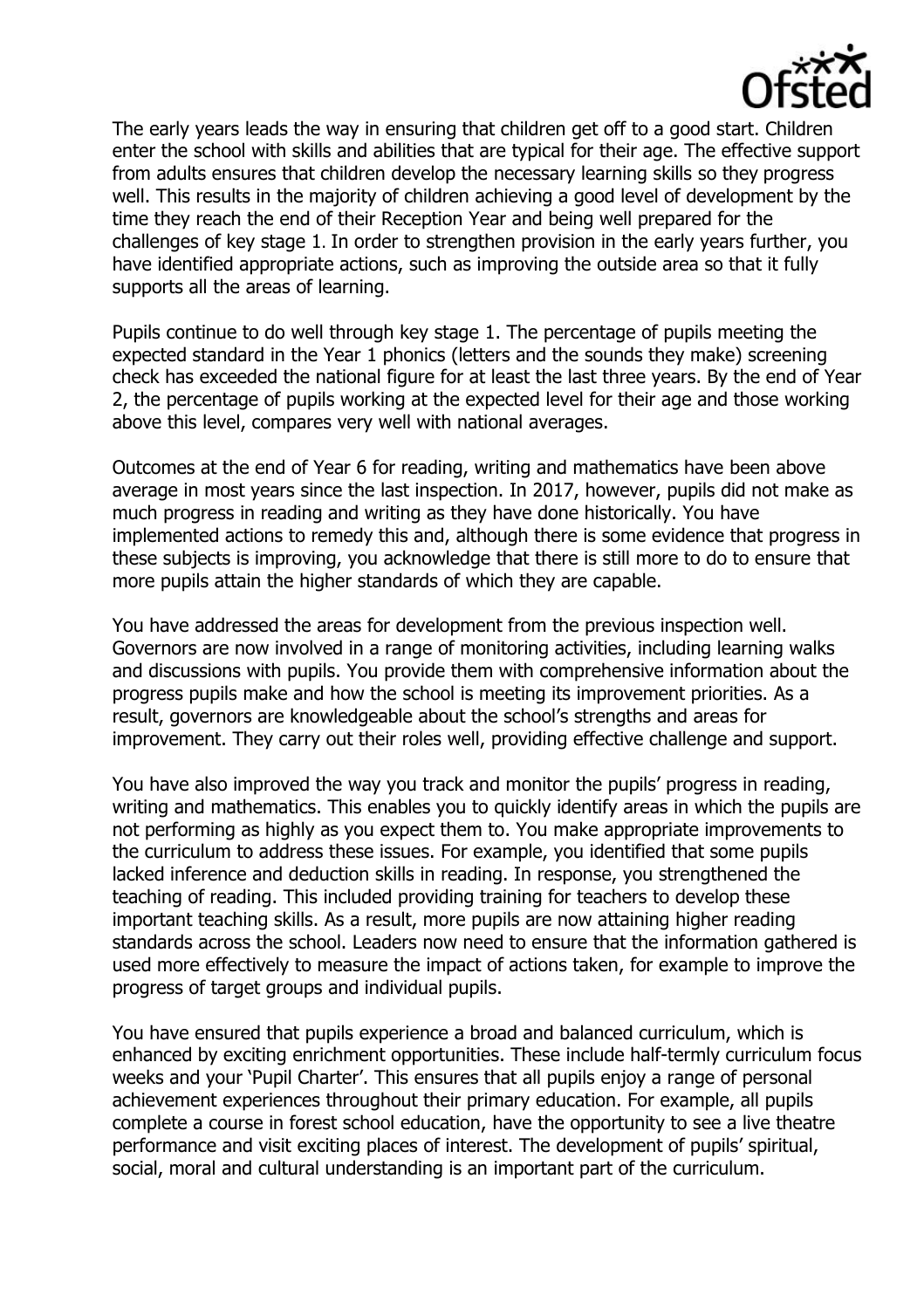The early years leads the way in ensuring that children get off to a good start. Children enter the school with skills and abilities that are typical for their age. The effective support from adults ensures that children develop the necessary learning skills so they progress well. This results in the majority of children achieving a good level of development by the time they reach the end of their Reception Year and being well prepared for the challenges of key stage 1. In order to strengthen provision in the early years further, you have identified appropriate actions, such as improving the outside area so that it fully supports all the areas of learning.

Pupils continue to do well through key stage 1. The percentage of pupils meeting the expected standard in the Year 1 phonics (letters and the sounds they make) screening check has exceeded the national figure for at least the last three years. By the end of Year 2, the percentage of pupils working at the expected level for their age and those working above this level, compares very well with national averages.

Outcomes at the end of Year 6 for reading, writing and mathematics have been above average in most years since the last inspection. In 2017, however, pupils did not make as much progress in reading and writing as they have done historically. You have implemented actions to remedy this and, although there is some evidence that progress in these subjects is improving, you acknowledge that there is still more to do to ensure that more pupils attain the higher standards of which they are capable.

You have addressed the areas for development from the previous inspection well. Governors are now involved in a range of monitoring activities, including learning walks and discussions with pupils. You provide them with comprehensive information about the progress pupils make and how the school is meeting its improvement priorities. As a result, governors are knowledgeable about the school's strengths and areas for improvement. They carry out their roles well, providing effective challenge and support.

You have also improved the way you track and monitor the pupils' progress in reading, writing and mathematics. This enables you to quickly identify areas in which the pupils are not performing as highly as you expect them to. You make appropriate improvements to the curriculum to address these issues. For example, you identified that some pupils lacked inference and deduction skills in reading. In response, you strengthened the teaching of reading. This included providing training for teachers to develop these important teaching skills. As a result, more pupils are now attaining higher reading standards across the school. Leaders now need to ensure that the information gathered is used more effectively to measure the impact of actions taken, for example to improve the progress of target groups and individual pupils.

You have ensured that pupils experience a broad and balanced curriculum, which is enhanced by exciting enrichment opportunities. These include half-termly curriculum focus weeks and your 'Pupil Charter'. This ensures that all pupils enjoy a range of personal achievement experiences throughout their primary education. For example, all pupils complete a course in forest school education, have the opportunity to see a live theatre performance and visit exciting places of interest. The development of pupils' spiritual, social, moral and cultural understanding is an important part of the curriculum.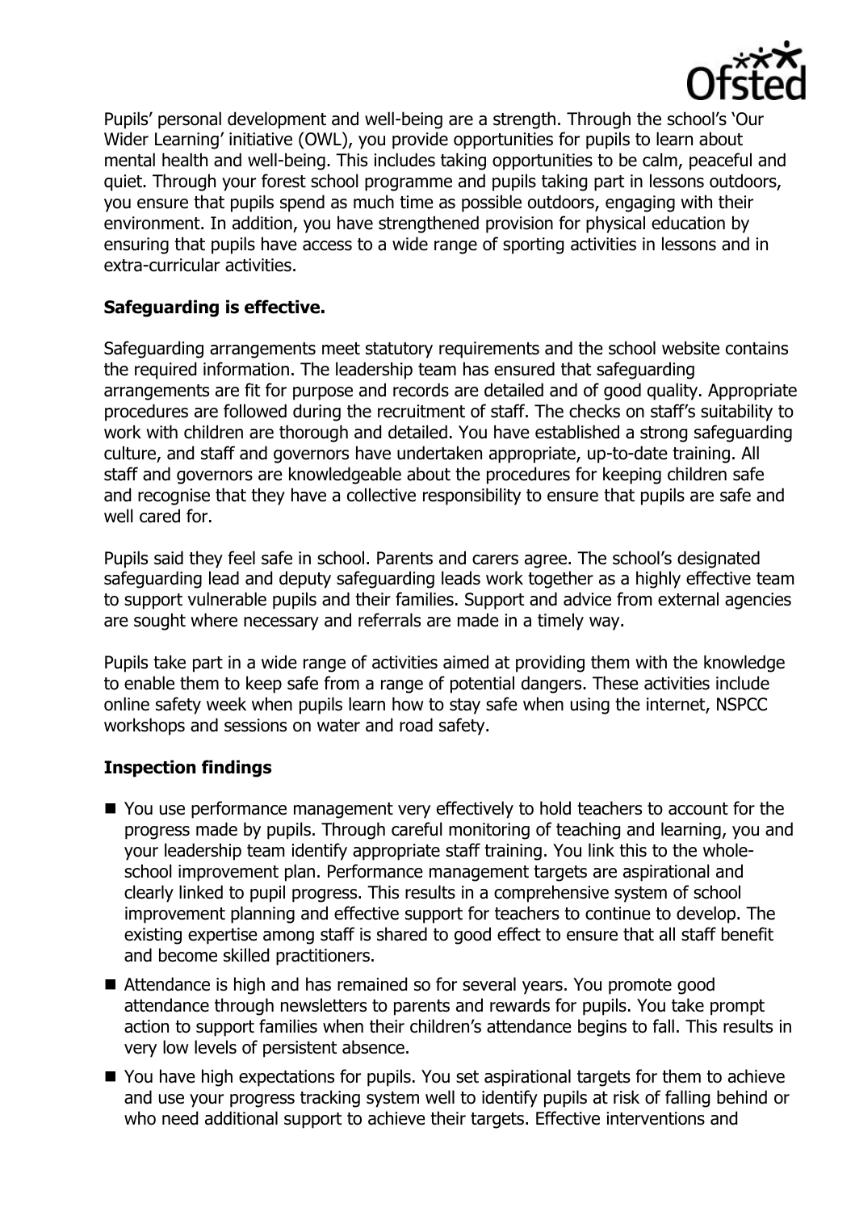Pupils' personal development and well-being are a strength. Through the school's 'Our Wider Learning' initiative (OWL), you provide opportunities for pupils to learn about mental health and well-being. This includes taking opportunities to be calm, peaceful and quiet. Through your forest school programme and pupils taking part in lessons outdoors, you ensure that pupils spend as much time as possible outdoors, engaging with their environment. In addition, you have strengthened provision for physical education by ensuring that pupils have access to a wide range of sporting activities in lessons and in extra-curricular activities.

## Safeguarding is effective.

Safeguarding arrangements meet statutory requirements and the school website contains the required information. The leadership team has ensured that safeguarding arrangements are fit for purpose and records are detailed and of good quality. Appropriate procedures are followed during the recruitment of staff. The checks on staff's suitability to work with children are thorough and detailed. You have established a strong safeguarding culture, and staff and governors have undertaken appropriate, up-to-date training. All staff and governors are knowledgeable about the procedures for keeping children safe and recognise that they have a collective responsibility to ensure that pupils are safe and well cared for.

Pupils said they feel safe in school. Parents and carers agree. The school's designated safeguarding lead and deputy safeguarding leads work together as a highly effective team to support vulnerable pupils and their families. Support and advice from external agencies are sought where necessary and referrals are made in a timely way.

Pupils take part in a wide range of activities aimed at providing them with the knowledge to enable them to keep safe from a range of potential dangers. These activities include online safety week when pupils learn how to stay safe when using the internet, NSPCC workshops and sessions on water and road safety.

## Inspection findings

- You use performance management very effectively to hold teachers to account for the progress made by pupils. Through careful monitoring of teaching and learning, you and your leadership team identify appropriate staff training. You link this to the whole-school improvement plan. Performance management targets are aspirational and clearly linked to pupil progress. This results in a comprehensive system of school improvement planning and effective support for teachers to continue to develop. The existing expertise among staff is shared to good effect to ensure that all staff benefit and become skilled practitioners.
- Attendance is high and has remained so for several years. You promote good attendance through newsletters to parents and rewards for pupils. You take prompt action to support families when their children's attendance begins to fall. This results in very low levels of persistent absence.
- You have high expectations for pupils. You set aspirational targets for them to achieve and use your progress tracking system well to identify pupils at risk of falling behind or who need additional support to achieve their targets. Effective interventions and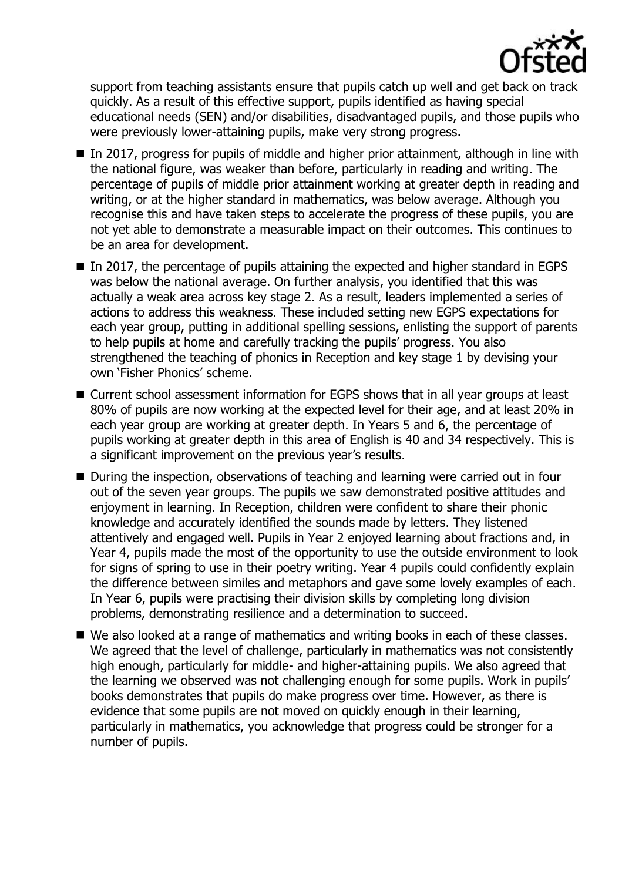support from teaching assistants ensure that pupils catch up well and get back on track quickly. As a result of this effective support, pupils identified as having special educational needs (SEN) and/or disabilities, disadvantaged pupils, and those pupils who were previously lower-attaining pupils, make very strong progress.

- In 2017, progress for pupils of middle and higher prior attainment, although in line with the national figure, was weaker than before, particularly in reading and writing. The percentage of pupils of middle prior attainment working at greater depth in reading and writing, or at the higher standard in mathematics, was below average. Although you recognise this and have taken steps to accelerate the progress of these pupils, you are not yet able to demonstrate a measurable impact on their outcomes. This continues to be an area for development.
- In 2017, the percentage of pupils attaining the expected and higher standard in EGPS was below the national average. On further analysis, you identified that this was actually a weak area across key stage 2. As a result, leaders implemented a series of actions to address this weakness. These included setting new EGPS expectations for each year group, putting in additional spelling sessions, enlisting the support of parents to help pupils at home and carefully tracking the pupils' progress. You also strengthened the teaching of phonics in Reception and key stage 1 by devising your own 'Fisher Phonics' scheme.
- Current school assessment information for EGPS shows that in all year groups at least 80% of pupils are now working at the expected level for their age, and at least 20% in each year group are working at greater depth. In Years 5 and 6, the percentage of pupils working at greater depth in this area of English is 40 and 34 respectively. This is a significant improvement on the previous year's results.
- During the inspection, observations of teaching and learning were carried out in four out of the seven year groups. The pupils we saw demonstrated positive attitudes and enjoyment in learning. In Reception, children were confident to share their phonic knowledge and accurately identified the sounds made by letters. They listened attentively and engaged well. Pupils in Year 2 enjoyed learning about fractions and, in Year 4, pupils made the most of the opportunity to use the outside environment to look for signs of spring to use in their poetry writing. Year 4 pupils could confidently explain the difference between similes and metaphors and gave some lovely examples of each. In Year 6, pupils were practising their division skills by completing long division problems, demonstrating resilience and a determination to succeed.
- We also looked at a range of mathematics and writing books in each of these classes. We agreed that the level of challenge, particularly in mathematics was not consistently high enough, particularly for middle- and higher-attaining pupils. We also agreed that the learning we observed was not challenging enough for some pupils. Work in pupils' books demonstrates that pupils do make progress over time. However, as there is evidence that some pupils are not moved on quickly enough in their learning, particularly in mathematics, you acknowledge that progress could be stronger for a number of pupils.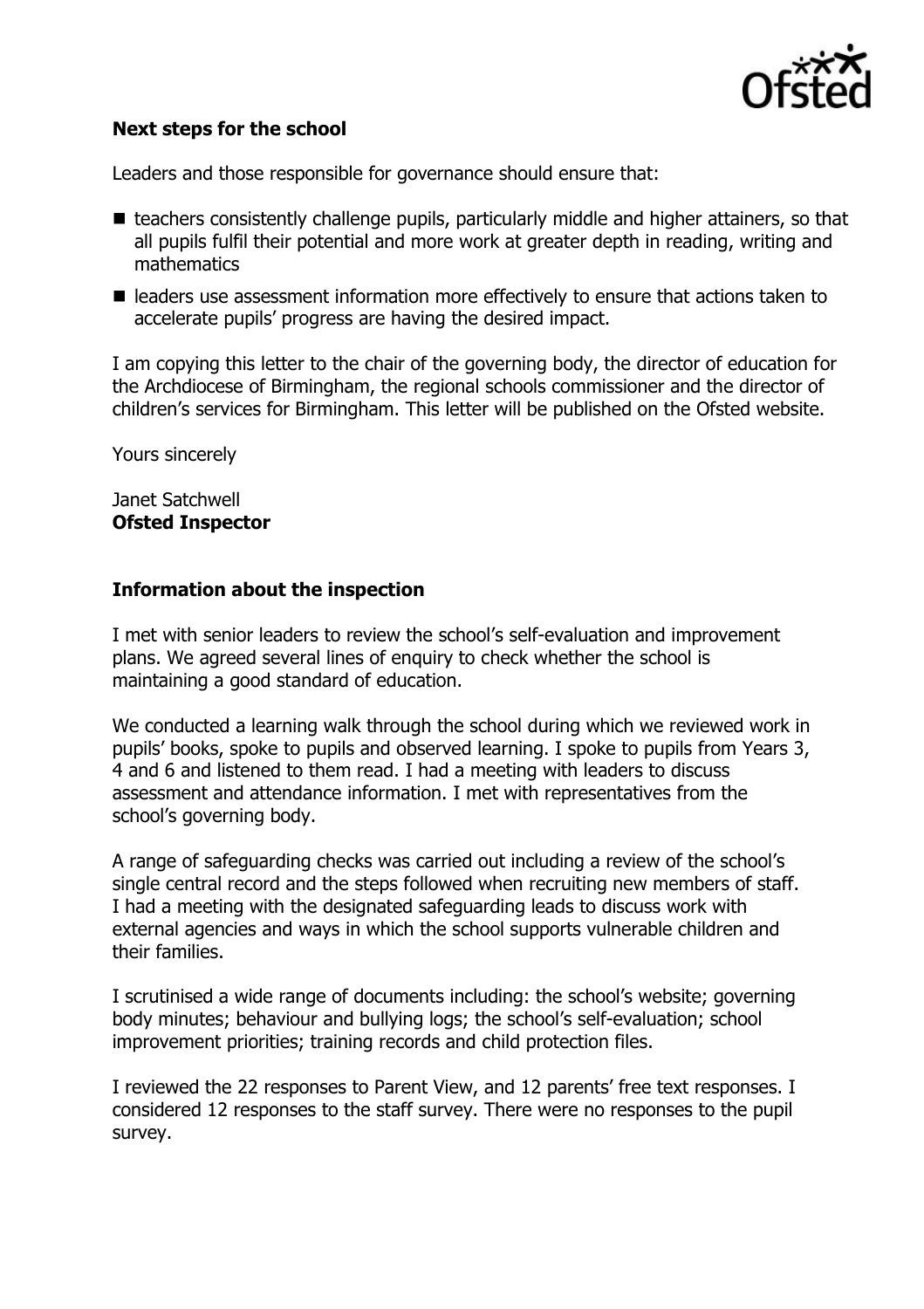**Next steps for the school**

Leaders and those responsible for governance should ensure that:

- teachers consistently challenge pupils, particularly middle and higher attainers, so that all pupils fulfil their potential and more work at greater depth in reading, writing and mathematics
- leaders use assessment information more effectively to ensure that actions taken to accelerate pupils' progress are having the desired impact.

I am copying this letter to the chair of the governing body, the director of education for the Archdiocese of Birmingham, the regional schools commissioner and the director of children's services for Birmingham. This letter will be published on the Ofsted website.

Yours sincerely

Janet Satchwell
**Ofsted Inspector**

## Information about the inspection

I met with senior leaders to review the school's self-evaluation and improvement plans. We agreed several lines of enquiry to check whether the school is maintaining a good standard of education.

We conducted a learning walk through the school during which we reviewed work in pupils' books, spoke to pupils and observed learning. I spoke to pupils from Years 3, 4 and 6 and listened to them read. I had a meeting with leaders to discuss assessment and attendance information. I met with representatives from the school's governing body.

A range of safeguarding checks was carried out including a review of the school's single central record and the steps followed when recruiting new members of staff. I had a meeting with the designated safeguarding leads to discuss work with external agencies and ways in which the school supports vulnerable children and their families.

I scrutinised a wide range of documents including: the school's website; governing body minutes; behaviour and bullying logs; the school's self-evaluation; school improvement priorities; training records and child protection files.

I reviewed the 22 responses to Parent View, and 12 parents' free text responses. I considered 12 responses to the staff survey. There were no responses to the pupil survey.